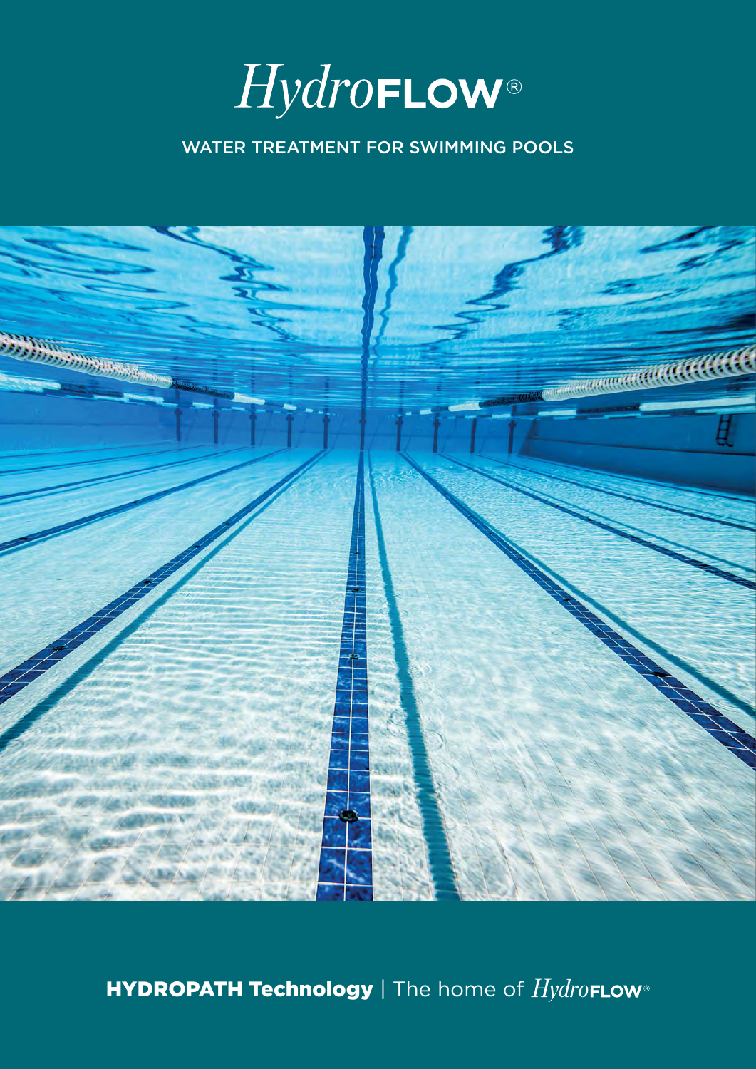# *Hydro*FLOW®

WATER TREATMENT FOR SWIMMING POOLS

**HYDROPATH Technology** | The home of *Hydro*FLOW®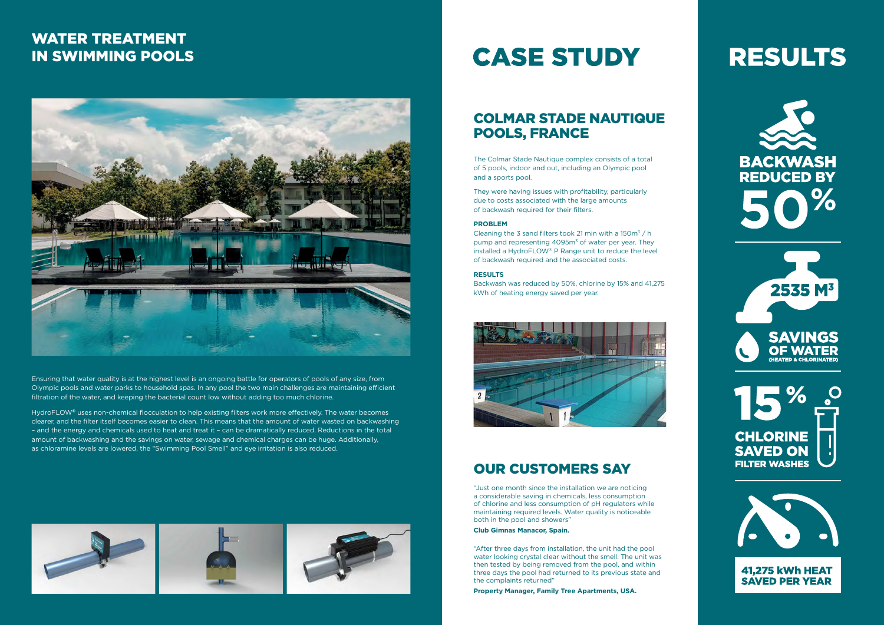# WATER TREATMENT IN SWIMMING POOLS

Ensuring that water quality is at the highest level is an ongoing battle for operators of pools of any size, from Olympic pools and water parks to household spas. In any pool the two main challenges are maintaining efficient filtration of the water, and keeping the bacterial count low without adding too much chlorine.

HydroFLOW® uses non-chemical flocculation to help existing filters work more effectively. The water becomes clearer, and the filter itself becomes easier to clean. This means that the amount of water wasted on backwashing – and the energy and chemicals used to heat and treat it – can be dramatically reduced. Reductions in the total amount of backwashing and the savings on water, sewage and chemical charges can be huge. Additionally, as chloramine levels are lowered, the "Swimming Pool Smell" and eye irritation is also reduced.

# CASE STUDY

## COLMAR STADE NAUTIQUE POOLS, FRANCE

The Colmar Stade Nautique complex consists of a total of 5 pools, indoor and out, including an Olympic pool and a sports pool.

They were having issues with profitability, particularly due to costs associated with the large amounts of backwash required for their filters.

**PROBLEM**

Cleaning the 3 sand filters took 21 min with a $150m^3$ / h pump and representing $4095m^3$ of water per year. They installed a HydroFLOW® P Range unit to reduce the level of backwash required and the associated costs.

**RESULTS**

Backwash was reduced by 50%, chlorine by 15% and 41,275 kWh of heating energy saved per year.

## OUR CUSTOMERS SAY

"Just one month since the installation we are noticing a considerable saving in chemicals, less consumption of chlorine and less consumption of pH regulators while maintaining required levels. Water quality is noticeable both in the pool and showers"

**Club Gimnas Manacor, Spain.**

"After three days from installation, the unit had the pool water looking crystal clear without the smell. The unit was then tested by being removed from the pool, and within three days the pool had returned to its previous state and the complaints returned"

**Property Manager, Family Tree Apartments, USA.**

# RESULTS

**BACKWASH REDUCED BY 50%**

**2535 $M^3$ SAVINGS OF WATER (HEATED & CHLORINATED)**

**15% CHLORINE SAVED ON FILTER WASHES**

**41,275 kWh HEAT SAVED PER YEAR**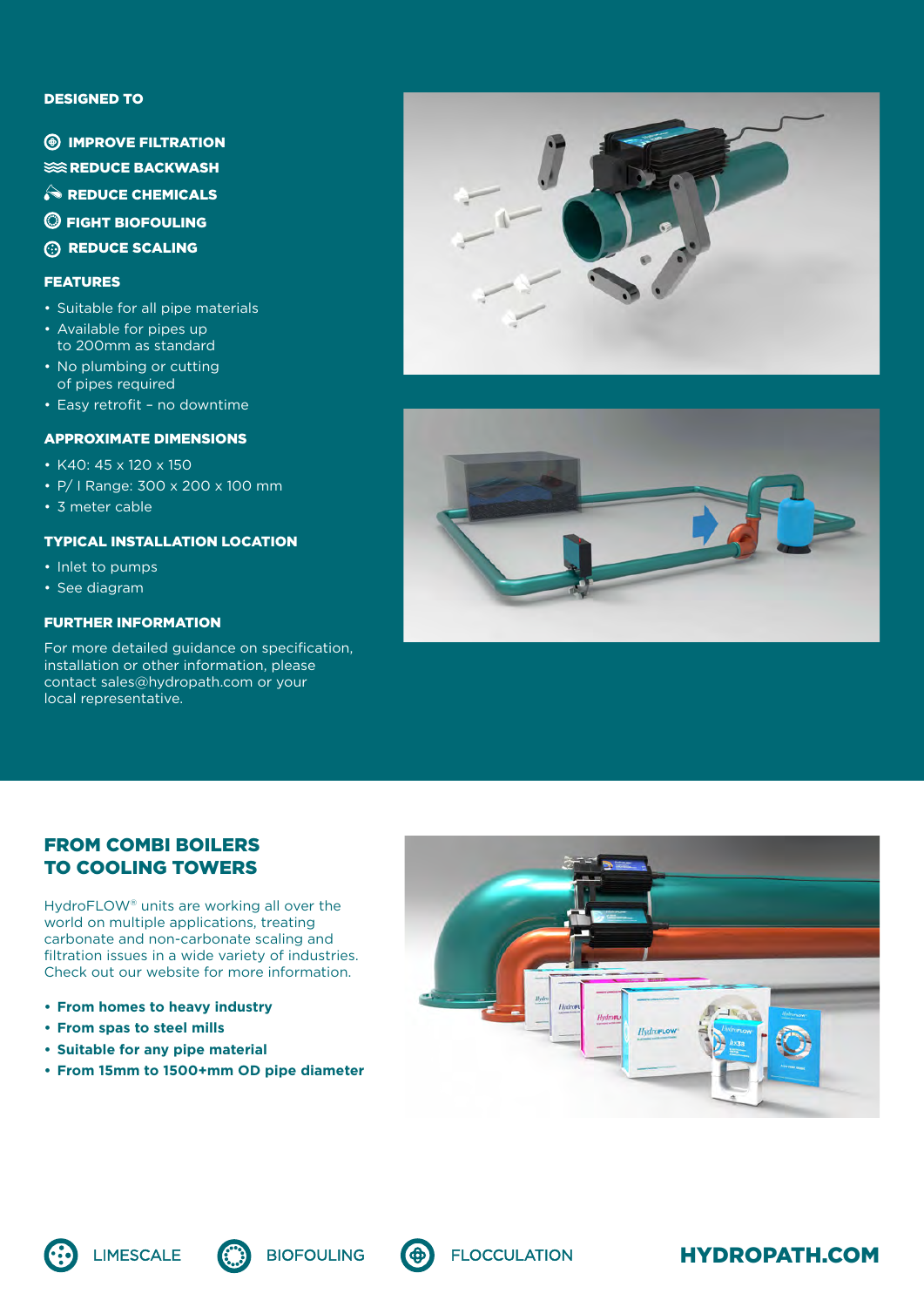## DESIGNED TO

- IMPROVE FILTRATION
- REDUCE BACKWASH
- REDUCE CHEMICALS
- FIGHT BIOFOULING
- REDUCE SCALING

## FEATURES

- Suitable for all pipe materials
- Available for pipes up to 200mm as standard
- No plumbing or cutting of pipes required
- Easy retrofit – no downtime

## APPROXIMATE DIMENSIONS

- K40: 45 x 120 x 150
- P/ I Range: 300 x 200 x 100 mm
- 3 meter cable

## TYPICAL INSTALLATION LOCATION

- Inlet to pumps
- See diagram

## FURTHER INFORMATION

For more detailed guidance on specification, installation or other information, please contact sales@hydropath.com or your local representative.

## FROM COMBI BOILERS TO COOLING TOWERS

HydroFLOW® units are working all over the world on multiple applications, treating carbonate and non-carbonate scaling and filtration issues in a wide variety of industries. Check out our website for more information.

- **From homes to heavy industry**
- **From spas to steel mills**
- **Suitable for any pipe material**
- **From 15mm to 1500+mm OD pipe diameter**

LIMESCALE BIOFOULING FLOCCULATION

**HYDROPATH.COM**